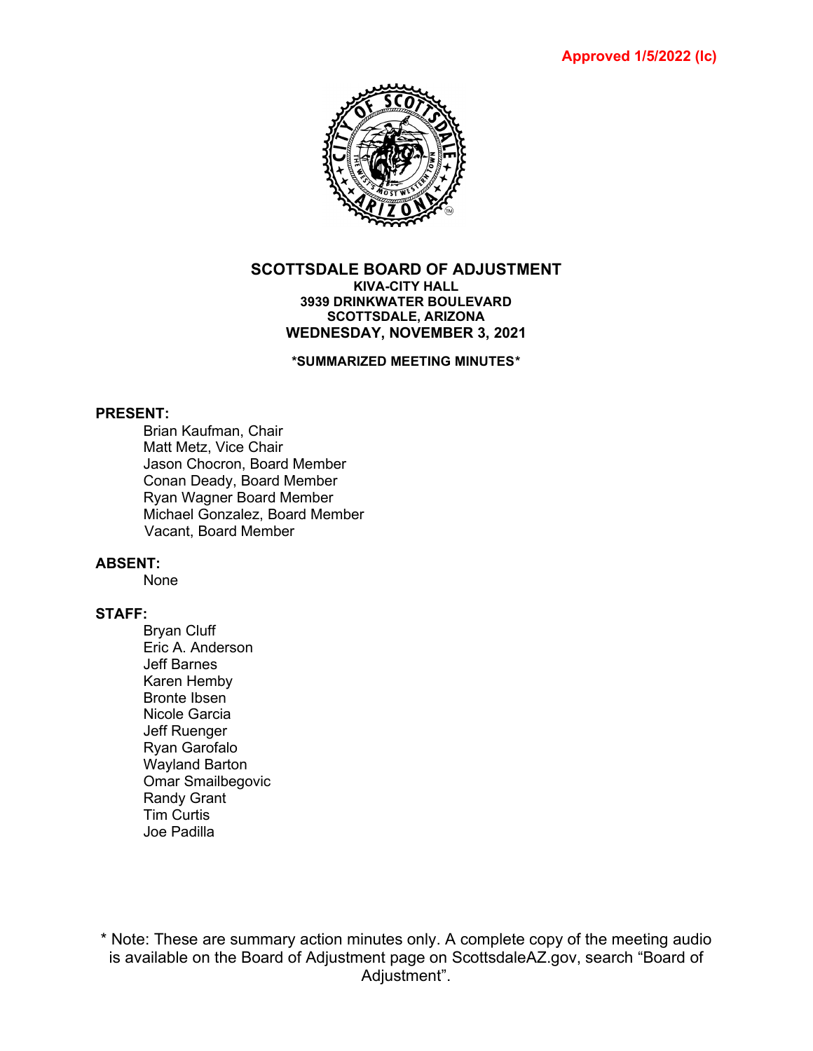Approved 1/5/2022 (lc)

# SCOTTSDALE BOARD OF ADJUSTMENT

**KIVA-CITY HALL**
**3939 DRINKWATER BOULEVARD**
**SCOTTSDALE, ARIZONA**
**WEDNESDAY, NOVEMBER 3, 2021**

**\*SUMMARIZED MEETING MINUTES\***

**PRESENT:**

Brian Kaufman, Chair
Matt Metz, Vice Chair
Jason Chocron, Board Member
Conan Deady, Board Member
Ryan Wagner Board Member
Michael Gonzalez, Board Member
Vacant, Board Member

**ABSENT:**

None

**STAFF:**

Bryan Cluff
Eric A. Anderson
Jeff Barnes
Karen Hemby
Bronte Ibsen
Nicole Garcia
Jeff Ruenger
Ryan Garofalo
Wayland Barton
Omar Smailbegovic
Randy Grant
Tim Curtis
Joe Padilla

\* Note: These are summary action minutes only. A complete copy of the meeting audio is available on the Board of Adjustment page on ScottsdaleAZ.gov, search "Board of Adjustment".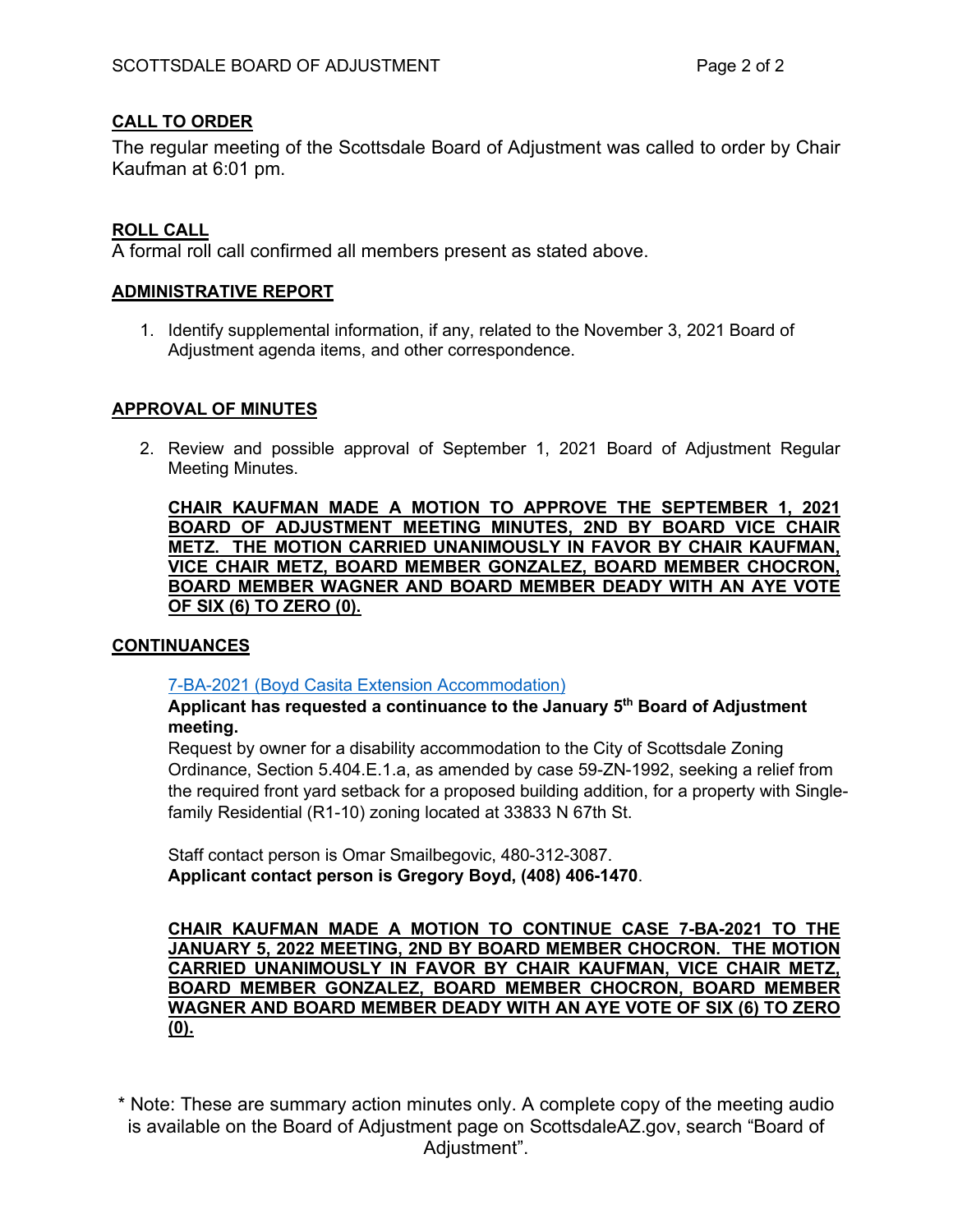## CALL TO ORDER

The regular meeting of the Scottsdale Board of Adjustment was called to order by Chair Kaufman at 6:01 pm.

## ROLL CALL

A formal roll call confirmed all members present as stated above.

## ADMINISTRATIVE REPORT

1. Identify supplemental information, if any, related to the November 3, 2021 Board of Adjustment agenda items, and other correspondence.

## APPROVAL OF MINUTES

2. Review and possible approval of September 1, 2021 Board of Adjustment Regular Meeting Minutes.

**CHAIR KAUFMAN MADE A MOTION TO APPROVE THE SEPTEMBER 1, 2021 BOARD OF ADJUSTMENT MEETING MINUTES, 2ND BY BOARD VICE CHAIR METZ. THE MOTION CARRIED UNANIMOUSLY IN FAVOR BY CHAIR KAUFMAN, VICE CHAIR METZ, BOARD MEMBER GONZALEZ, BOARD MEMBER CHOCRON, BOARD MEMBER WAGNER AND BOARD MEMBER DEADY WITH AN AYE VOTE OF SIX (6) TO ZERO (0).**

## CONTINUANCES

7-BA-2021 (Boyd Casita Extension Accommodation)

**Applicant has requested a continuance to the January 5th Board of Adjustment meeting.**

Request by owner for a disability accommodation to the City of Scottsdale Zoning Ordinance, Section 5.404.E.1.a, as amended by case 59-ZN-1992, seeking a relief from the required front yard setback for a proposed building addition, for a property with Single-family Residential (R1-10) zoning located at 33833 N 67th St.

Staff contact person is Omar Smailbegovic, 480-312-3087.
**Applicant contact person is Gregory Boyd, (408) 406-1470**.

**CHAIR KAUFMAN MADE A MOTION TO CONTINUE CASE 7-BA-2021 TO THE JANUARY 5, 2022 MEETING, 2ND BY BOARD MEMBER CHOCRON. THE MOTION CARRIED UNANIMOUSLY IN FAVOR BY CHAIR KAUFMAN, VICE CHAIR METZ, BOARD MEMBER GONZALEZ, BOARD MEMBER CHOCRON, BOARD MEMBER WAGNER AND BOARD MEMBER DEADY WITH AN AYE VOTE OF SIX (6) TO ZERO (0).**

* Note: These are summary action minutes only. A complete copy of the meeting audio is available on the Board of Adjustment page on ScottsdaleAZ.gov, search "Board of Adjustment".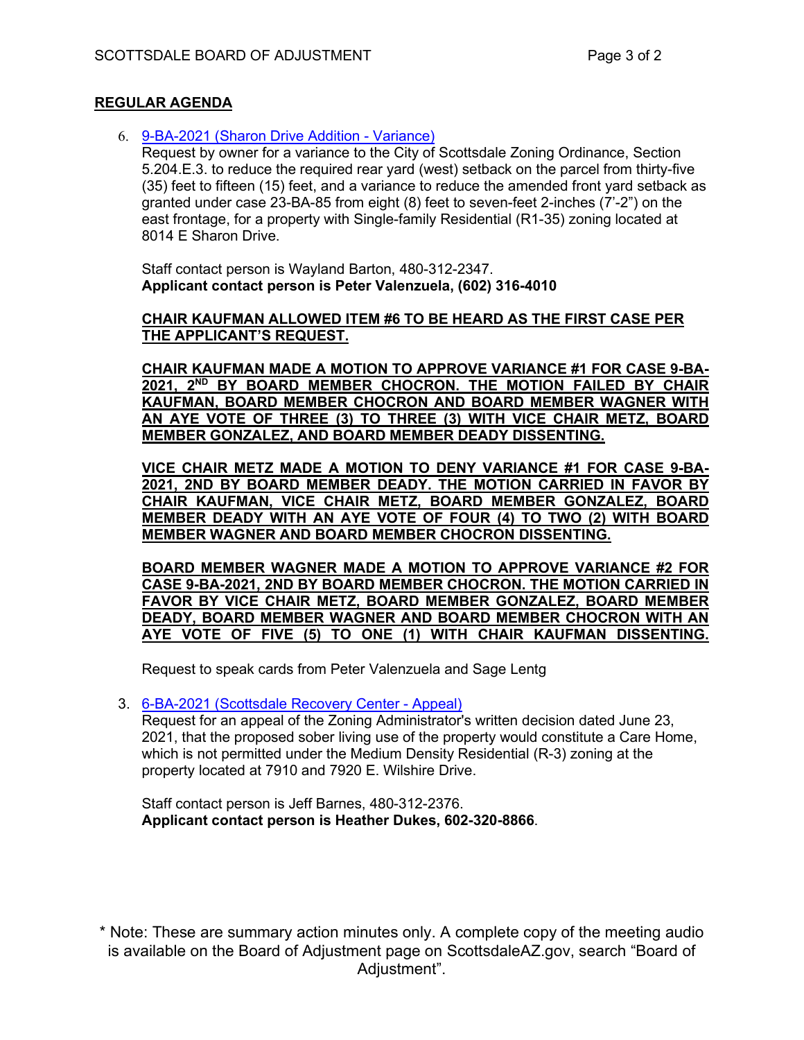## REGULAR AGENDA

6. [9-BA-2021 (Sharon Drive Addition - Variance)]
   Request by owner for a variance to the City of Scottsdale Zoning Ordinance, Section 5.204.E.3. to reduce the required rear yard (west) setback on the parcel from thirty-five (35) feet to fifteen (15) feet, and a variance to reduce the amended front yard setback as granted under case 23-BA-85 from eight (8) feet to seven-feet 2-inches (7'-2") on the east frontage, for a property with Single-family Residential (R1-35) zoning located at 8014 E Sharon Drive.

   Staff contact person is Wayland Barton, 480-312-2347.
   **Applicant contact person is Peter Valenzuela, (602) 316-4010**

   **CHAIR KAUFMAN ALLOWED ITEM #6 TO BE HEARD AS THE FIRST CASE PER THE APPLICANT'S REQUEST.**

   **CHAIR KAUFMAN MADE A MOTION TO APPROVE VARIANCE #1 FOR CASE 9-BA-2021, 2ND BY BOARD MEMBER CHOCRON. THE MOTION FAILED BY CHAIR KAUFMAN, BOARD MEMBER CHOCRON AND BOARD MEMBER WAGNER WITH AN AYE VOTE OF THREE (3) TO THREE (3) WITH VICE CHAIR METZ, BOARD MEMBER GONZALEZ, AND BOARD MEMBER DEADY DISSENTING.**

   **VICE CHAIR METZ MADE A MOTION TO DENY VARIANCE #1 FOR CASE 9-BA-2021, 2ND BY BOARD MEMBER DEADY. THE MOTION CARRIED IN FAVOR BY CHAIR KAUFMAN, VICE CHAIR METZ, BOARD MEMBER GONZALEZ, BOARD MEMBER DEADY WITH AN AYE VOTE OF FOUR (4) TO TWO (2) WITH BOARD MEMBER WAGNER AND BOARD MEMBER CHOCRON DISSENTING.**

   **BOARD MEMBER WAGNER MADE A MOTION TO APPROVE VARIANCE #2 FOR CASE 9-BA-2021, 2ND BY BOARD MEMBER CHOCRON. THE MOTION CARRIED IN FAVOR BY VICE CHAIR METZ, BOARD MEMBER GONZALEZ, BOARD MEMBER DEADY, BOARD MEMBER WAGNER AND BOARD MEMBER CHOCRON WITH AN AYE VOTE OF FIVE (5) TO ONE (1) WITH CHAIR KAUFMAN DISSENTING.**

   Request to speak cards from Peter Valenzuela and Sage Lentg

3. [6-BA-2021 (Scottsdale Recovery Center - Appeal)]
   Request for an appeal of the Zoning Administrator's written decision dated June 23, 2021, that the proposed sober living use of the property would constitute a Care Home, which is not permitted under the Medium Density Residential (R-3) zoning at the property located at 7910 and 7920 E. Wilshire Drive.

   Staff contact person is Jeff Barnes, 480-312-2376.
   **Applicant contact person is Heather Dukes, 602-320-8866**.

\* Note: These are summary action minutes only. A complete copy of the meeting audio is available on the Board of Adjustment page on ScottsdaleAZ.gov, search "Board of Adjustment".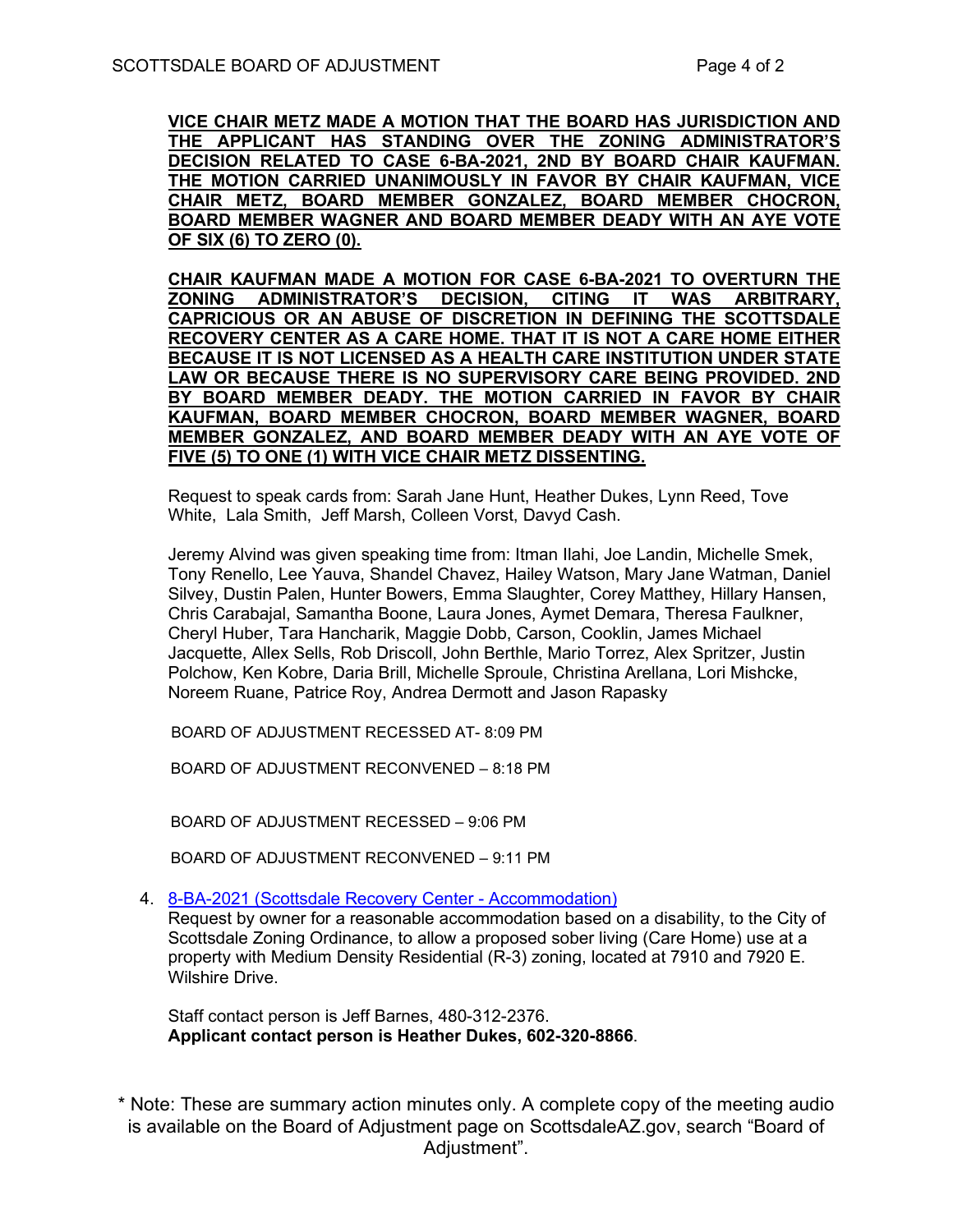**VICE CHAIR METZ MADE A MOTION THAT THE BOARD HAS JURISDICTION AND THE APPLICANT HAS STANDING OVER THE ZONING ADMINISTRATOR'S DECISION RELATED TO CASE 6-BA-2021, 2ND BY BOARD CHAIR KAUFMAN. THE MOTION CARRIED UNANIMOUSLY IN FAVOR BY CHAIR KAUFMAN, VICE CHAIR METZ, BOARD MEMBER GONZALEZ, BOARD MEMBER CHOCRON, BOARD MEMBER WAGNER AND BOARD MEMBER DEADY WITH AN AYE VOTE OF SIX (6) TO ZERO (0).**

**CHAIR KAUFMAN MADE A MOTION FOR CASE 6-BA-2021 TO OVERTURN THE ZONING ADMINISTRATOR'S DECISION, CITING IT WAS ARBITRARY, CAPRICIOUS OR AN ABUSE OF DISCRETION IN DEFINING THE SCOTTSDALE RECOVERY CENTER AS A CARE HOME. THAT IT IS NOT A CARE HOME EITHER BECAUSE IT IS NOT LICENSED AS A HEALTH CARE INSTITUTION UNDER STATE LAW OR BECAUSE THERE IS NO SUPERVISORY CARE BEING PROVIDED. 2ND BY BOARD MEMBER DEADY. THE MOTION CARRIED IN FAVOR BY CHAIR KAUFMAN, BOARD MEMBER CHOCRON, BOARD MEMBER WAGNER, BOARD MEMBER GONZALEZ, AND BOARD MEMBER DEADY WITH AN AYE VOTE OF FIVE (5) TO ONE (1) WITH VICE CHAIR METZ DISSENTING.**

Request to speak cards from: Sarah Jane Hunt, Heather Dukes, Lynn Reed, Tove White, Lala Smith, Jeff Marsh, Colleen Vorst, Davyd Cash.

Jeremy Alvind was given speaking time from: Itman Ilahi, Joe Landin, Michelle Smek, Tony Renello, Lee Yauva, Shandel Chavez, Hailey Watson, Mary Jane Watman, Daniel Silvey, Dustin Palen, Hunter Bowers, Emma Slaughter, Corey Matthey, Hillary Hansen, Chris Carabajal, Samantha Boone, Laura Jones, Aymet Demara, Theresa Faulkner, Cheryl Huber, Tara Hancharik, Maggie Dobb, Carson, Cooklin, James Michael Jacquette, Allex Sells, Rob Driscoll, John Berthle, Mario Torrez, Alex Spritzer, Justin Polchow, Ken Kobre, Daria Brill, Michelle Sproule, Christina Arellana, Lori Mishcke, Noreem Ruane, Patrice Roy, Andrea Dermott and Jason Rapasky

BOARD OF ADJUSTMENT RECESSED AT- 8:09 PM

BOARD OF ADJUSTMENT RECONVENED – 8:18 PM

BOARD OF ADJUSTMENT RECESSED – 9:06 PM

BOARD OF ADJUSTMENT RECONVENED – 9:11 PM

4. 8-BA-2021 (Scottsdale Recovery Center - Accommodation)
   Request by owner for a reasonable accommodation based on a disability, to the City of Scottsdale Zoning Ordinance, to allow a proposed sober living (Care Home) use at a property with Medium Density Residential (R-3) zoning, located at 7910 and 7920 E. Wilshire Drive.

   Staff contact person is Jeff Barnes, 480-312-2376.
   **Applicant contact person is Heather Dukes, 602-320-8866**.

* Note: These are summary action minutes only. A complete copy of the meeting audio is available on the Board of Adjustment page on ScottsdaleAZ.gov, search "Board of Adjustment".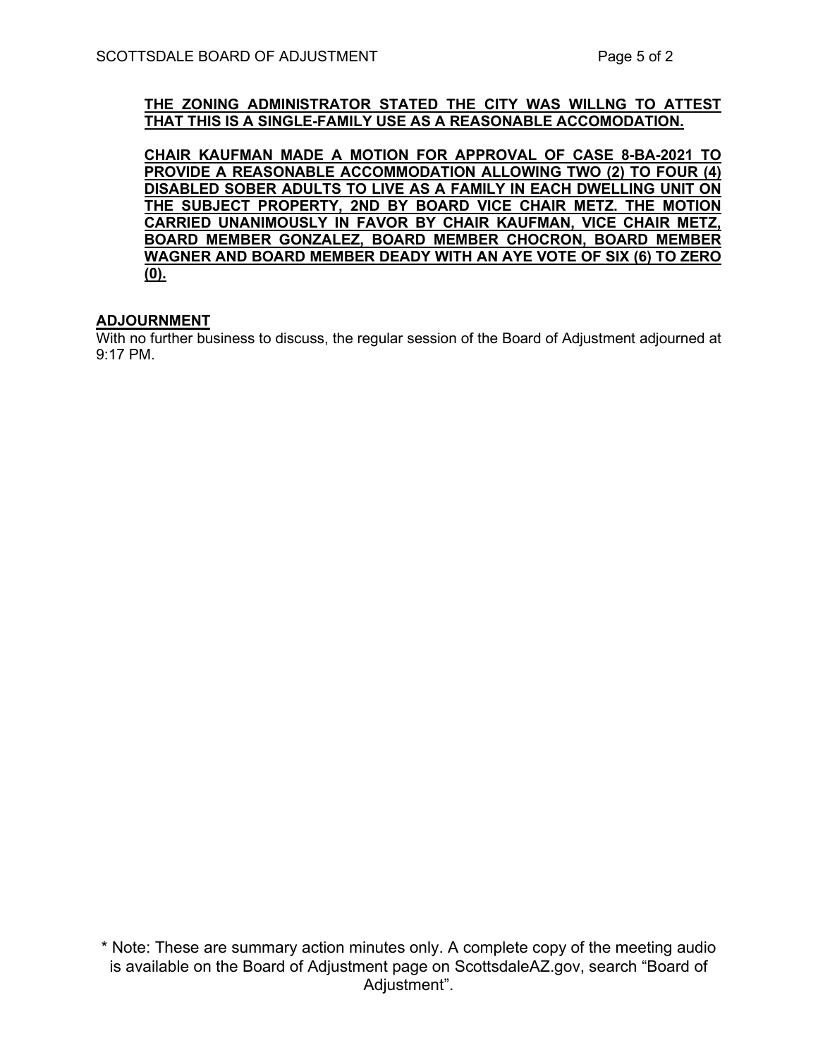**THE ZONING ADMINISTRATOR STATED THE CITY WAS WILLNG TO ATTEST THAT THIS IS A SINGLE-FAMILY USE AS A REASONABLE ACCOMODATION.**

**CHAIR KAUFMAN MADE A MOTION FOR APPROVAL OF CASE 8-BA-2021 TO PROVIDE A REASONABLE ACCOMMODATION ALLOWING TWO (2) TO FOUR (4) DISABLED SOBER ADULTS TO LIVE AS A FAMILY IN EACH DWELLING UNIT ON THE SUBJECT PROPERTY, 2ND BY BOARD VICE CHAIR METZ. THE MOTION CARRIED UNANIMOUSLY IN FAVOR BY CHAIR KAUFMAN, VICE CHAIR METZ, BOARD MEMBER GONZALEZ, BOARD MEMBER CHOCRON, BOARD MEMBER WAGNER AND BOARD MEMBER DEADY WITH AN AYE VOTE OF SIX (6) TO ZERO (0).**

## ADJOURNMENT

With no further business to discuss, the regular session of the Board of Adjustment adjourned at 9:17 PM.

* Note: These are summary action minutes only. A complete copy of the meeting audio is available on the Board of Adjustment page on ScottsdaleAZ.gov, search "Board of Adjustment".